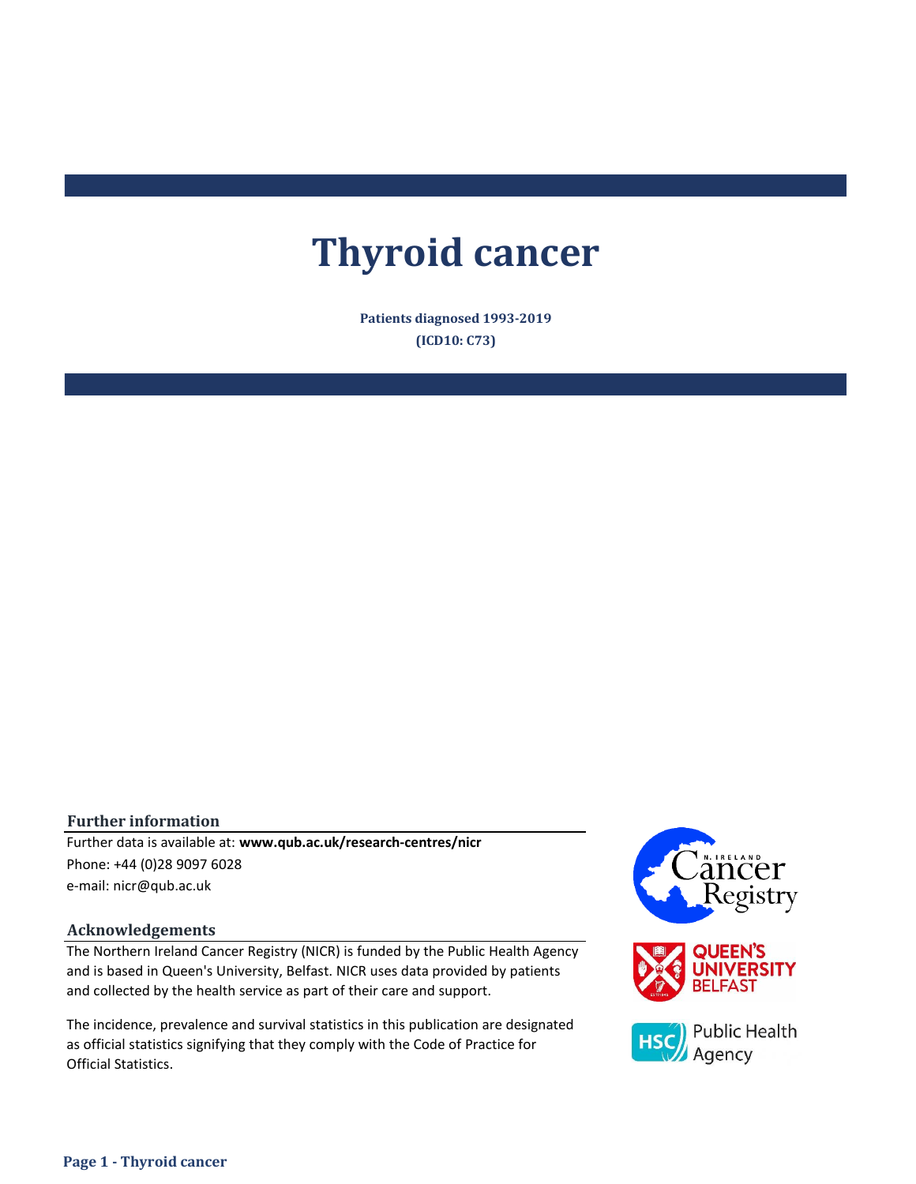# Thyroid cancer

**Patients diagnosed 1993-2019**

**(ICD10: C73)**

## Further information

Further data is available at: **www.qub.ac.uk/research-centres/nicr**

Phone: +44 (0)28 9097 6028

e-mail: nicr@qub.ac.uk

## Acknowledgements

The Northern Ireland Cancer Registry (NICR) is funded by the Public Health Agency and is based in Queen's University, Belfast. NICR uses data provided by patients and collected by the health service as part of their care and support.

The incidence, prevalence and survival statistics in this publication are designated as official statistics signifying that they comply with the Code of Practice for Official Statistics.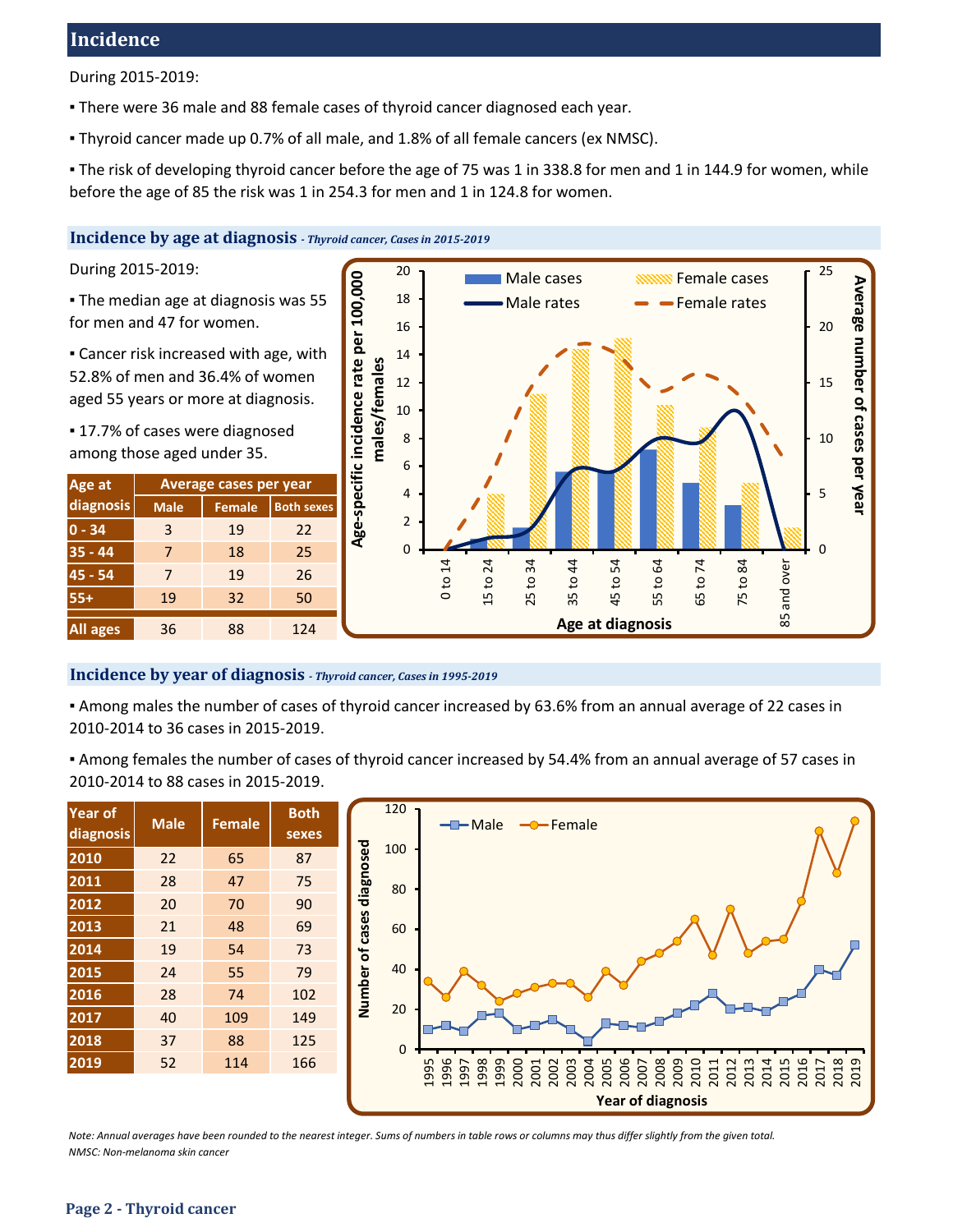## Incidence

During 2015-2019:

- There were 36 male and 88 female cases of thyroid cancer diagnosed each year.
- Thyroid cancer made up 0.7% of all male, and 1.8% of all female cancers (ex NMSC).
- The risk of developing thyroid cancer before the age of 75 was 1 in 338.8 for men and 1 in 144.9 for women, while before the age of 85 the risk was 1 in 254.3 for men and 1 in 124.8 for women.

### Incidence by age at diagnosis *- Thyroid cancer, Cases in 2015-2019*

During 2015-2019:

- The median age at diagnosis was 55 for men and 47 for women.
- Cancer risk increased with age, with 52.8% of men and 36.4% of women aged 55 years or more at diagnosis.
- 17.7% of cases were diagnosed among those aged under 35.

| Age at diagnosis | Average cases per year | | |
|---|---|---|---|
| | Male | Female | Both sexes |
| 0 - 34 | 3 | 19 | 22 |
| 35 - 44 | 7 | 18 | 25 |
| 45 - 54 | 7 | 19 | 26 |
| 55+ | 19 | 32 | 50 |
| All ages | 36 | 88 | 124 |

### Incidence by year of diagnosis *- Thyroid cancer, Cases in 1995-2019*

- Among males the number of cases of thyroid cancer increased by 63.6% from an annual average of 22 cases in 2010-2014 to 36 cases in 2015-2019.
- Among females the number of cases of thyroid cancer increased by 54.4% from an annual average of 57 cases in 2010-2014 to 88 cases in 2015-2019.

| Year of diagnosis | Male | Female | Both sexes |
|---|---|---|---|
| 2010 | 22 | 65 | 87 |
| 2011 | 28 | 47 | 75 |
| 2012 | 20 | 70 | 90 |
| 2013 | 21 | 48 | 69 |
| 2014 | 19 | 54 | 73 |
| 2015 | 24 | 55 | 79 |
| 2016 | 28 | 74 | 102 |
| 2017 | 40 | 109 | 149 |
| 2018 | 37 | 88 | 125 |
| 2019 | 52 | 114 | 166 |

*Note: Annual averages have been rounded to the nearest integer. Sums of numbers in table rows or columns may thus differ slightly from the given total.*
*NMSC: Non-melanoma skin cancer*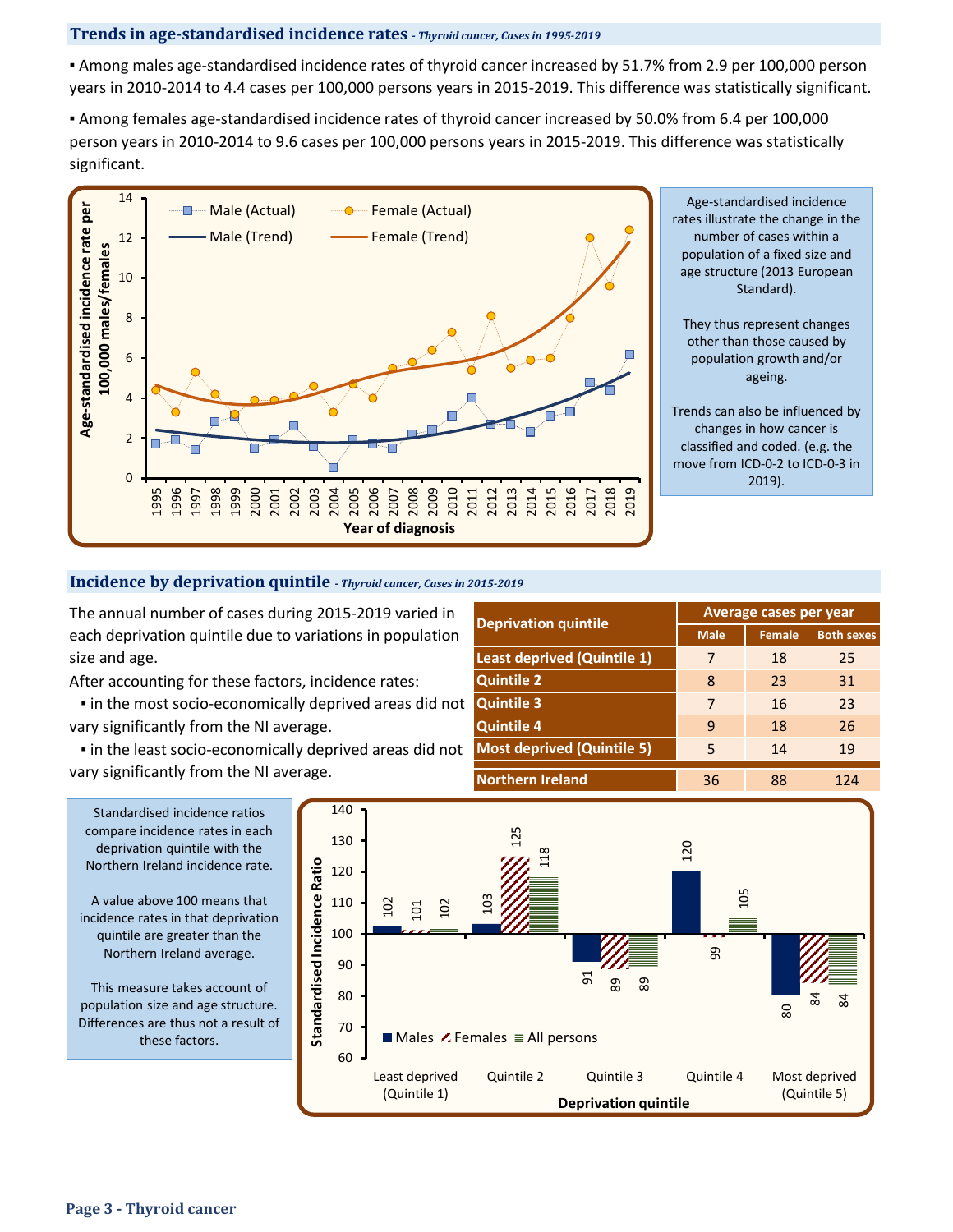## Trends in age-standardised incidence rates *- Thyroid cancer, Cases in 1995-2019*

▪ Among males age-standardised incidence rates of thyroid cancer increased by 51.7% from 2.9 per 100,000 person years in 2010-2014 to 4.4 cases per 100,000 persons years in 2015-2019. This difference was statistically significant.

▪ Among females age-standardised incidence rates of thyroid cancer increased by 50.0% from 6.4 per 100,000 person years in 2010-2014 to 9.6 cases per 100,000 persons years in 2015-2019. This difference was statistically significant.

Age-standardised incidence rates illustrate the change in the number of cases within a population of a fixed size and age structure (2013 European Standard).

They thus represent changes other than those caused by population growth and/or ageing.

Trends can also be influenced by changes in how cancer is classified and coded. (e.g. the move from ICD-0-2 to ICD-0-3 in 2019).

## Incidence by deprivation quintile *- Thyroid cancer, Cases in 2015-2019*

The annual number of cases during 2015-2019 varied in each deprivation quintile due to variations in population size and age.

After accounting for these factors, incidence rates:

▪ in the most socio-economically deprived areas did not vary significantly from the NI average.

▪ in the least socio-economically deprived areas did not vary significantly from the NI average.

| Deprivation quintile | Average cases per year | | |
|---|---|---|---|
| | Male | Female | Both sexes |
| Least deprived (Quintile 1) | 7 | 18 | 25 |
| Quintile 2 | 8 | 23 | 31 |
| Quintile 3 | 7 | 16 | 23 |
| Quintile 4 | 9 | 18 | 26 |
| Most deprived (Quintile 5) | 5 | 14 | 19 |
| Northern Ireland | 36 | 88 | 124 |

Standardised incidence ratios compare incidence rates in each deprivation quintile with the Northern Ireland incidence rate.

A value above 100 means that incidence rates in that deprivation quintile are greater than the Northern Ireland average.

This measure takes account of population size and age structure. Differences are thus not a result of these factors.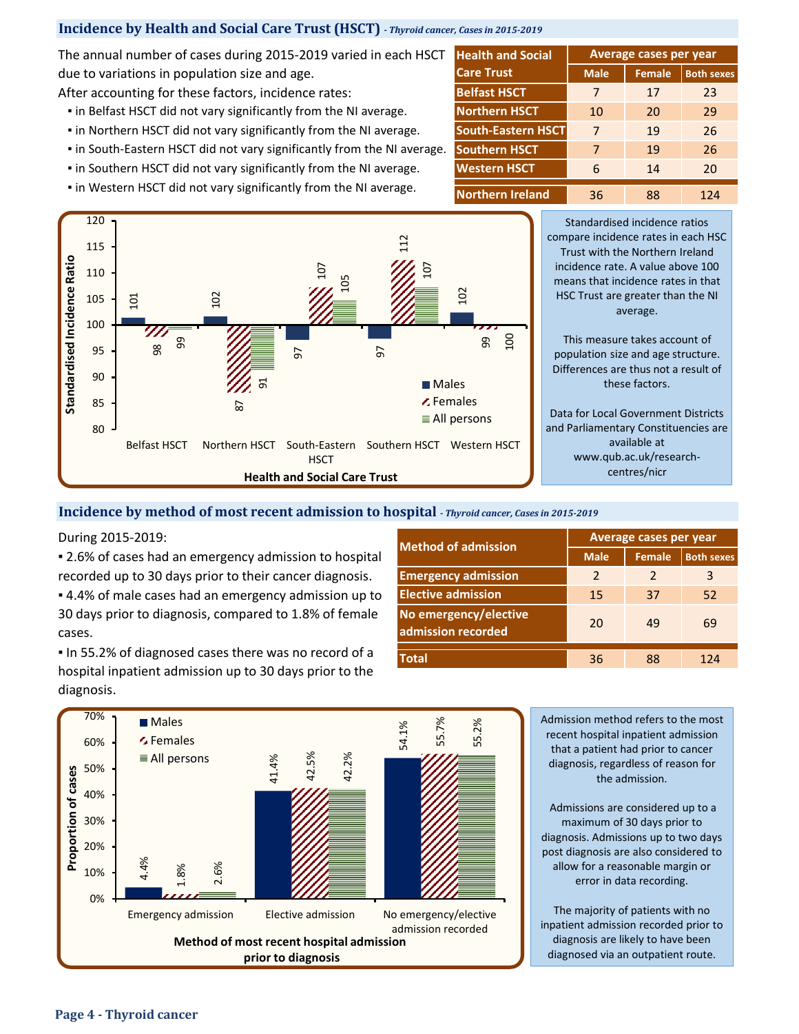## Incidence by Health and Social Care Trust (HSCT) *- Thyroid cancer, Cases in 2015-2019*

The annual number of cases during 2015-2019 varied in each HSCT due to variations in population size and age.

After accounting for these factors, incidence rates:

- in Belfast HSCT did not vary significantly from the NI average.
- in Northern HSCT did not vary significantly from the NI average.
- in South-Eastern HSCT did not vary significantly from the NI average.
- in Southern HSCT did not vary significantly from the NI average.
- in Western HSCT did not vary significantly from the NI average.

| Health and Social Care Trust | Average cases per year | | |
|---|---|---|---|
| | Male | Female | Both sexes |
| Belfast HSCT | 7 | 17 | 23 |
| Northern HSCT | 10 | 20 | 29 |
| South-Eastern HSCT | 7 | 19 | 26 |
| Southern HSCT | 7 | 19 | 26 |
| Western HSCT | 6 | 14 | 20 |
| Northern Ireland | 36 | 88 | 124 |

| Health and Social Care Trust | Males | Females | All persons |
|---|---|---|---|
| Belfast HSCT | 101 | 98 | 99 |
| Northern HSCT | 102 | 87 | 91 |
| South-Eastern HSCT | 97 | 107 | 105 |
| Southern HSCT | 97 | 112 | 107 |
| Western HSCT | 102 | 99 | 100 |

Standardised incidence ratios compare incidence rates in each HSC Trust with the Northern Ireland incidence rate. A value above 100 means that incidence rates in that HSC Trust are greater than the NI average.

This measure takes account of population size and age structure. Differences are thus not a result of these factors.

Data for Local Government Districts and Parliamentary Constituencies are available at www.qub.ac.uk/research-centres/nicr

## Incidence by method of most recent admission to hospital *- Thyroid cancer, Cases in 2015-2019*

During 2015-2019:

- 2.6% of cases had an emergency admission to hospital recorded up to 30 days prior to their cancer diagnosis.
- 4.4% of male cases had an emergency admission up to 30 days prior to diagnosis, compared to 1.8% of female cases.
- In 55.2% of diagnosed cases there was no record of a hospital inpatient admission up to 30 days prior to the diagnosis.

| Method of admission | Average cases per year | | |
|---|---|---|---|
| | Male | Female | Both sexes |
| Emergency admission | 2 | 2 | 3 |
| Elective admission | 15 | 37 | 52 |
| No emergency/elective admission recorded | 20 | 49 | 69 |
| Total | 36 | 88 | 124 |

| Method of most recent hospital admission prior to diagnosis | Males | Females | All persons |
|---|---|---|---|
| Emergency admission | 4.4% | 1.8% | 2.6% |
| Elective admission | 41.4% | 42.5% | 42.2% |
| No emergency/elective admission recorded | 54.1% | 55.7% | 55.2% |

Admission method refers to the most recent hospital inpatient admission that a patient had prior to cancer diagnosis, regardless of reason for the admission.

Admissions are considered up to a maximum of 30 days prior to diagnosis. Admissions up to two days post diagnosis are also considered to allow for a reasonable margin or error in data recording.

The majority of patients with no inpatient admission recorded prior to diagnosis are likely to have been diagnosed via an outpatient route.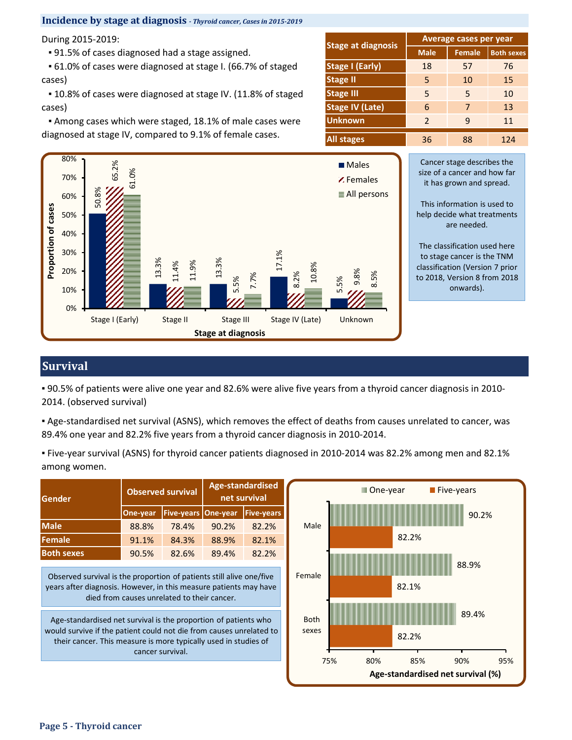## Incidence by stage at diagnosis - *Thyroid cancer, Cases in 2015-2019*

During 2015-2019:

- 91.5% of cases diagnosed had a stage assigned.
- 61.0% of cases were diagnosed at stage I. (66.7% of staged cases)
- 10.8% of cases were diagnosed at stage IV. (11.8% of staged cases)
- Among cases which were staged, 18.1% of male cases were diagnosed at stage IV, compared to 9.1% of female cases.

| Stage at diagnosis | Average cases per year | | |
|---|---|---|---|
| | Male | Female | Both sexes |
| Stage I (Early) | 18 | 57 | 76 |
| Stage II | 5 | 10 | 15 |
| Stage III | 5 | 5 | 10 |
| Stage IV (Late) | 6 | 7 | 13 |
| Unknown | 2 | 9 | 11 |
| All stages | 36 | 88 | 124 |

| Stage at diagnosis | Males | Females | All persons |
|---|---|---|---|
| Stage I (Early) | 50.8% | 65.2% | 61.0% |
| Stage II | 13.3% | 11.4% | 11.9% |
| Stage III | 13.3% | 5.5% | 7.7% |
| Stage IV (Late) | 17.1% | 8.2% | 10.8% |
| Unknown | 5.5% | 9.8% | 8.5% |

Cancer stage describes the size of a cancer and how far it has grown and spread.

This information is used to help decide what treatments are needed.

The classification used here to stage cancer is the TNM classification (Version 7 prior to 2018, Version 8 from 2018 onwards).

## Survival

- 90.5% of patients were alive one year and 82.6% were alive five years from a thyroid cancer diagnosis in 2010-2014. (observed survival)
- Age-standardised net survival (ASNS), which removes the effect of deaths from causes unrelated to cancer, was 89.4% one year and 82.2% five years from a thyroid cancer diagnosis in 2010-2014.
- Five-year survival (ASNS) for thyroid cancer patients diagnosed in 2010-2014 was 82.2% among men and 82.1% among women.

| Gender | Observed survival | | Age-standardised net survival | |
|---|---|---|---|---|
| | One-year | Five-years | One-year | Five-years |
| Male | 88.8% | 78.4% | 90.2% | 82.2% |
| Female | 91.1% | 84.3% | 88.9% | 82.1% |
| Both sexes | 90.5% | 82.6% | 89.4% | 82.2% |

Observed survival is the proportion of patients still alive one/five years after diagnosis. However, in this measure patients may have died from causes unrelated to their cancer.

Age-standardised net survival is the proportion of patients who would survive if the patient could not die from causes unrelated to their cancer. This measure is more typically used in studies of cancer survival.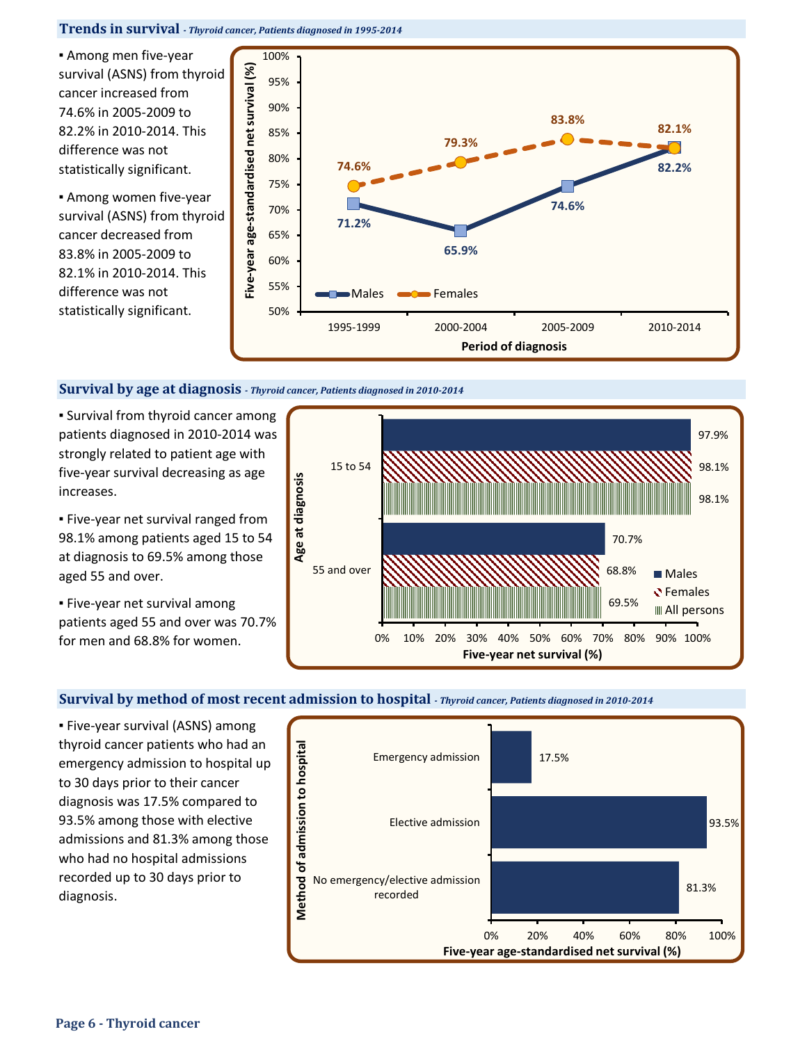## Trends in survival - *Thyroid cancer, Patients diagnosed in 1995-2014*

- Among men five-year survival (ASNS) from thyroid cancer increased from 74.6% in 2005-2009 to 82.2% in 2010-2014. This difference was not statistically significant.
- Among women five-year survival (ASNS) from thyroid cancer decreased from 83.8% in 2005-2009 to 82.1% in 2010-2014. This difference was not statistically significant.

| Period of diagnosis | Males | Females |
|---|---|---|
| 1995-1999 | 71.2% | 74.6% |
| 2000-2004 | 65.9% | 79.3% |
| 2005-2009 | 74.6% | 83.8% |
| 2010-2014 | 82.2% | 82.1% |

## Survival by age at diagnosis - *Thyroid cancer, Patients diagnosed in 2010-2014*

- Survival from thyroid cancer among patients diagnosed in 2010-2014 was strongly related to patient age with five-year survival decreasing as age increases.
- Five-year net survival ranged from 98.1% among patients aged 15 to 54 at diagnosis to 69.5% among those aged 55 and over.
- Five-year net survival among patients aged 55 and over was 70.7% for men and 68.8% for women.

| Age at diagnosis | Males | Females | All persons |
|---|---|---|---|
| 15 to 54 | 97.9% | 98.1% | 98.1% |
| 55 and over | 70.7% | 68.8% | 69.5% |

## Survival by method of most recent admission to hospital - *Thyroid cancer, Patients diagnosed in 2010-2014*

- Five-year survival (ASNS) among thyroid cancer patients who had an emergency admission to hospital up to 30 days prior to their cancer diagnosis was 17.5% compared to 93.5% among those with elective admissions and 81.3% among those who had no hospital admissions recorded up to 30 days prior to diagnosis.

| Method of admission to hospital | Five-year age-standardised net survival (%) |
|---|---|
| Emergency admission | 17.5% |
| Elective admission | 93.5% |
| No emergency/elective admission recorded | 81.3% |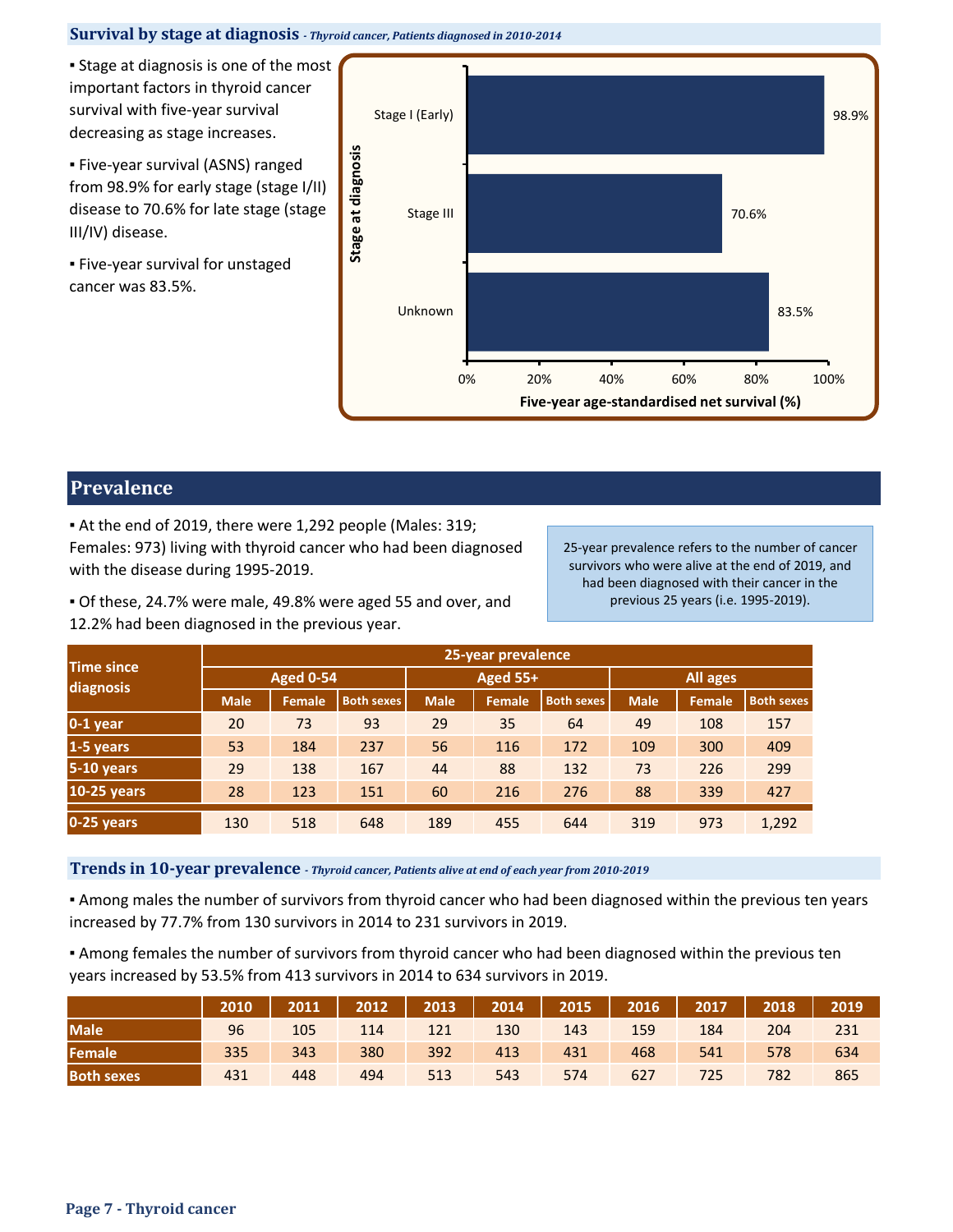## Survival by stage at diagnosis *- Thyroid cancer, Patients diagnosed in 2010-2014*

- Stage at diagnosis is one of the most important factors in thyroid cancer survival with five-year survival decreasing as stage increases.
- Five-year survival (ASNS) ranged from 98.9% for early stage (stage I/II) disease to 70.6% for late stage (stage III/IV) disease.
- Five-year survival for unstaged cancer was 83.5%.

| Stage at diagnosis | Five-year age-standardised net survival (%) |
|---|---|
| Stage I (Early) | 98.9% |
| Stage III | 70.6% |
| Unknown | 83.5% |

## Prevalence

- At the end of 2019, there were 1,292 people (Males: 319; Females: 973) living with thyroid cancer who had been diagnosed with the disease during 1995-2019.
- Of these, 24.7% were male, 49.8% were aged 55 and over, and 12.2% had been diagnosed in the previous year.

25-year prevalence refers to the number of cancer survivors who were alive at the end of 2019, and had been diagnosed with their cancer in the previous 25 years (i.e. 1995-2019).

| Time since diagnosis | 25-year prevalence | | | | | | | | |
|---|---|---|---|---|---|---|---|---|---|
| | Aged 0-54 | | | Aged 55+ | | | All ages | | |
| | Male | Female | Both sexes | Male | Female | Both sexes | Male | Female | Both sexes |
| 0-1 year | 20 | 73 | 93 | 29 | 35 | 64 | 49 | 108 | 157 |
| 1-5 years | 53 | 184 | 237 | 56 | 116 | 172 | 109 | 300 | 409 |
| 5-10 years | 29 | 138 | 167 | 44 | 88 | 132 | 73 | 226 | 299 |
| 10-25 years | 28 | 123 | 151 | 60 | 216 | 276 | 88 | 339 | 427 |
| 0-25 years | 130 | 518 | 648 | 189 | 455 | 644 | 319 | 973 | 1,292 |

## Trends in 10-year prevalence *- Thyroid cancer, Patients alive at end of each year from 2010-2019*

- Among males the number of survivors from thyroid cancer who had been diagnosed within the previous ten years increased by 77.7% from 130 survivors in 2014 to 231 survivors in 2019.
- Among females the number of survivors from thyroid cancer who had been diagnosed within the previous ten years increased by 53.5% from 413 survivors in 2014 to 634 survivors in 2019.

| | 2010 | 2011 | 2012 | 2013 | 2014 | 2015 | 2016 | 2017 | 2018 | 2019 |
|---|---|---|---|---|---|---|---|---|---|---|
| Male | 96 | 105 | 114 | 121 | 130 | 143 | 159 | 184 | 204 | 231 |
| Female | 335 | 343 | 380 | 392 | 413 | 431 | 468 | 541 | 578 | 634 |
| Both sexes | 431 | 448 | 494 | 513 | 543 | 574 | 627 | 725 | 782 | 865 |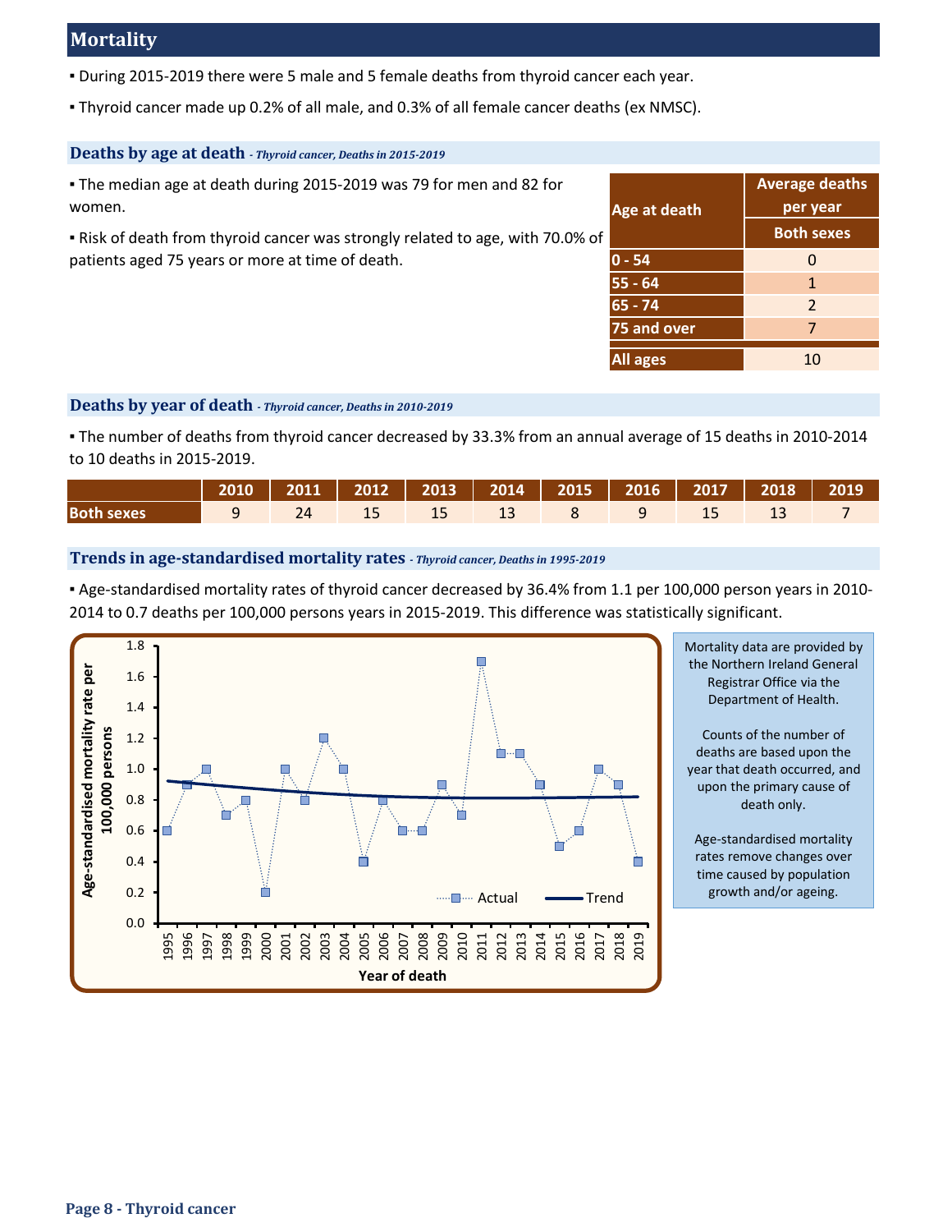## Mortality

- During 2015-2019 there were 5 male and 5 female deaths from thyroid cancer each year.
- Thyroid cancer made up 0.2% of all male, and 0.3% of all female cancer deaths (ex NMSC).

### Deaths by age at death *- Thyroid cancer, Deaths in 2015-2019*

- The median age at death during 2015-2019 was 79 for men and 82 for women.
- Risk of death from thyroid cancer was strongly related to age, with 70.0% of patients aged 75 years or more at time of death.

| Age at death | Average deaths per year |
|---|---|
| | Both sexes |
| 0 - 54 | 0 |
| 55 - 64 | 1 |
| 65 - 74 | 2 |
| 75 and over | 7 |
| All ages | 10 |

### Deaths by year of death *- Thyroid cancer, Deaths in 2010-2019*

- The number of deaths from thyroid cancer decreased by 33.3% from an annual average of 15 deaths in 2010-2014 to 10 deaths in 2015-2019.

| | 2010 | 2011 | 2012 | 2013 | 2014 | 2015 | 2016 | 2017 | 2018 | 2019 |
|---|---|---|---|---|---|---|---|---|---|---|
| Both sexes | 9 | 24 | 15 | 15 | 13 | 8 | 9 | 15 | 13 | 7 |

### Trends in age-standardised mortality rates *- Thyroid cancer, Deaths in 1995-2019*

- Age-standardised mortality rates of thyroid cancer decreased by 36.4% from 1.1 per 100,000 person years in 2010-2014 to 0.7 deaths per 100,000 persons years in 2015-2019. This difference was statistically significant.

Mortality data are provided by the Northern Ireland General Registrar Office via the Department of Health.

Counts of the number of deaths are based upon the year that death occurred, and upon the primary cause of death only.

Age-standardised mortality rates remove changes over time caused by population growth and/or ageing.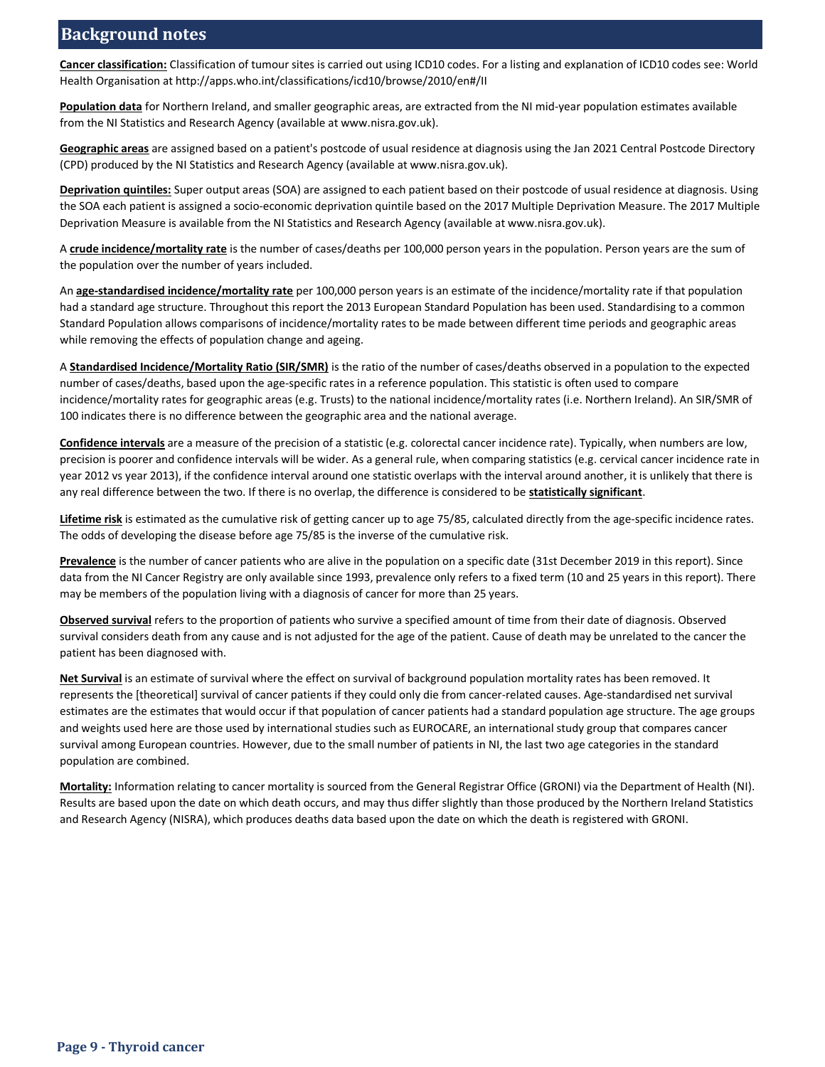## Background notes

**Cancer classification:** Classification of tumour sites is carried out using ICD10 codes. For a listing and explanation of ICD10 codes see: World Health Organisation at http://apps.who.int/classifications/icd10/browse/2010/en#/II

**Population data** for Northern Ireland, and smaller geographic areas, are extracted from the NI mid-year population estimates available from the NI Statistics and Research Agency (available at www.nisra.gov.uk).

**Geographic areas** are assigned based on a patient's postcode of usual residence at diagnosis using the Jan 2021 Central Postcode Directory (CPD) produced by the NI Statistics and Research Agency (available at www.nisra.gov.uk).

**Deprivation quintiles:** Super output areas (SOA) are assigned to each patient based on their postcode of usual residence at diagnosis. Using the SOA each patient is assigned a socio-economic deprivation quintile based on the 2017 Multiple Deprivation Measure. The 2017 Multiple Deprivation Measure is available from the NI Statistics and Research Agency (available at www.nisra.gov.uk).

A **crude incidence/mortality rate** is the number of cases/deaths per 100,000 person years in the population. Person years are the sum of the population over the number of years included.

An **age-standardised incidence/mortality rate** per 100,000 person years is an estimate of the incidence/mortality rate if that population had a standard age structure. Throughout this report the 2013 European Standard Population has been used. Standardising to a common Standard Population allows comparisons of incidence/mortality rates to be made between different time periods and geographic areas while removing the effects of population change and ageing.

A **Standardised Incidence/Mortality Ratio (SIR/SMR)** is the ratio of the number of cases/deaths observed in a population to the expected number of cases/deaths, based upon the age-specific rates in a reference population. This statistic is often used to compare incidence/mortality rates for geographic areas (e.g. Trusts) to the national incidence/mortality rates (i.e. Northern Ireland). An SIR/SMR of 100 indicates there is no difference between the geographic area and the national average.

**Confidence intervals** are a measure of the precision of a statistic (e.g. colorectal cancer incidence rate). Typically, when numbers are low, precision is poorer and confidence intervals will be wider. As a general rule, when comparing statistics (e.g. cervical cancer incidence rate in year 2012 vs year 2013), if the confidence interval around one statistic overlaps with the interval around another, it is unlikely that there is any real difference between the two. If there is no overlap, the difference is considered to be **statistically significant**.

**Lifetime risk** is estimated as the cumulative risk of getting cancer up to age 75/85, calculated directly from the age-specific incidence rates. The odds of developing the disease before age 75/85 is the inverse of the cumulative risk.

**Prevalence** is the number of cancer patients who are alive in the population on a specific date (31st December 2019 in this report). Since data from the NI Cancer Registry are only available since 1993, prevalence only refers to a fixed term (10 and 25 years in this report). There may be members of the population living with a diagnosis of cancer for more than 25 years.

**Observed survival** refers to the proportion of patients who survive a specified amount of time from their date of diagnosis. Observed survival considers death from any cause and is not adjusted for the age of the patient. Cause of death may be unrelated to the cancer the patient has been diagnosed with.

**Net Survival** is an estimate of survival where the effect on survival of background population mortality rates has been removed. It represents the [theoretical] survival of cancer patients if they could only die from cancer-related causes. Age-standardised net survival estimates are the estimates that would occur if that population of cancer patients had a standard population age structure. The age groups and weights used here are those used by international studies such as EUROCARE, an international study group that compares cancer survival among European countries. However, due to the small number of patients in NI, the last two age categories in the standard population are combined.

**Mortality:** Information relating to cancer mortality is sourced from the General Registrar Office (GRONI) via the Department of Health (NI). Results are based upon the date on which death occurs, and may thus differ slightly than those produced by the Northern Ireland Statistics and Research Agency (NISRA), which produces deaths data based upon the date on which the death is registered with GRONI.